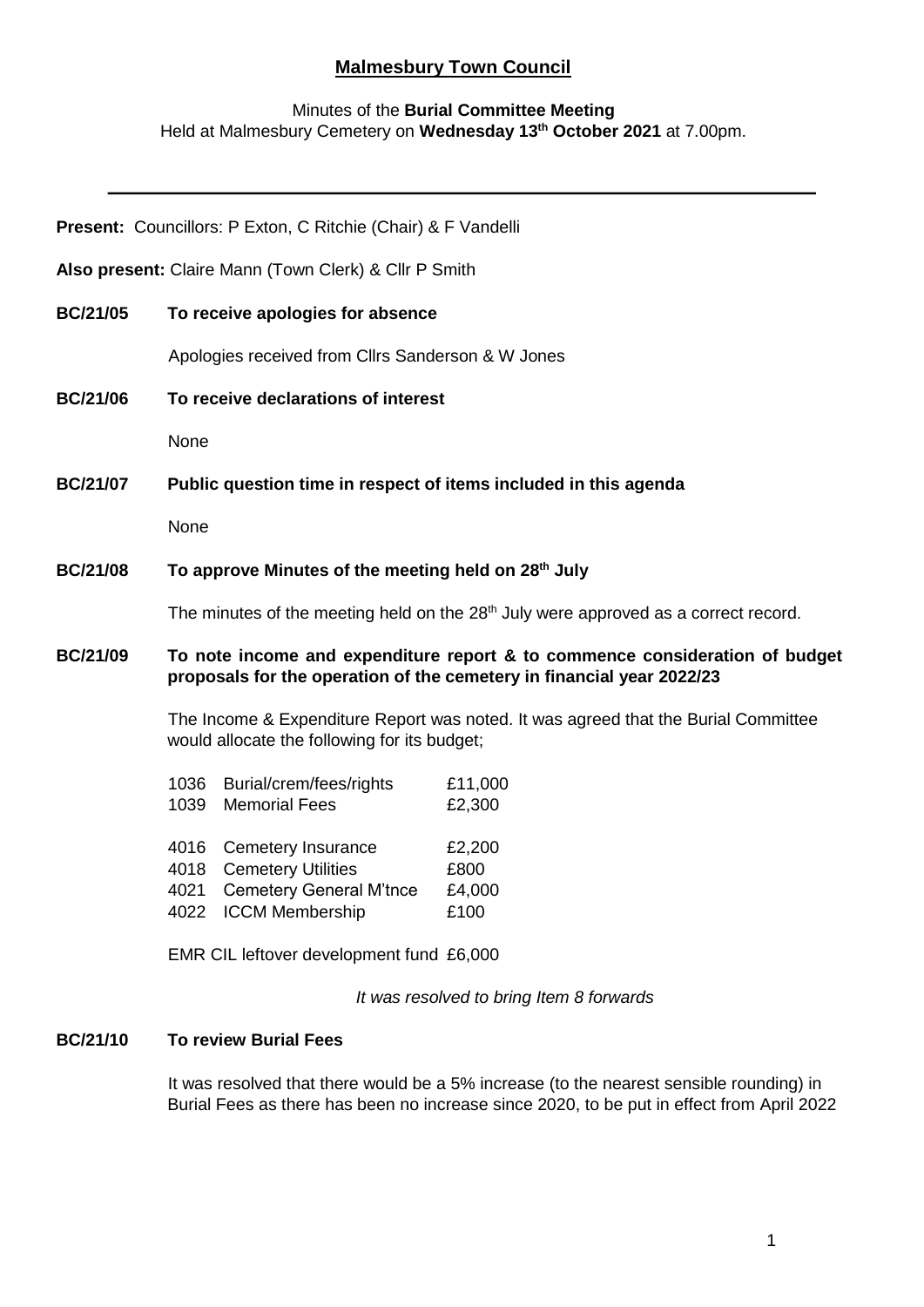# Malmesbury Town Council

Minutes of the **Burial Committee Meeting**
Held at Malmesbury Cemetery on **Wednesday 13th October 2021** at 7.00pm.

---

**Present:** Councillors: P Exton, C Ritchie (Chair) & F Vandelli

**Also present:** Claire Mann (Town Clerk) & Cllr P Smith

**BC/21/05 To receive apologies for absence**

Apologies received from Cllrs Sanderson & W Jones

**BC/21/06 To receive declarations of interest**

None

**BC/21/07 Public question time in respect of items included in this agenda**

None

**BC/21/08 To approve Minutes of the meeting held on 28th July**

The minutes of the meeting held on the 28th July were approved as a correct record.

**BC/21/09 To note income and expenditure report & to commence consideration of budget proposals for the operation of the cemetery in financial year 2022/23**

The Income & Expenditure Report was noted. It was agreed that the Burial Committee would allocate the following for its budget;

| | | |
|---|---|---|
| 1036 | Burial/crem/fees/rights | £11,000 |
| 1039 | Memorial Fees | £2,300 |
| | | |
| 4016 | Cemetery Insurance | £2,200 |
| 4018 | Cemetery Utilities | £800 |
| 4021 | Cemetery General M'tnce | £4,000 |
| 4022 | ICCM Membership | £100 |

EMR CIL leftover development fund £6,000

*It was resolved to bring Item 8 forwards*

**BC/21/10 To review Burial Fees**

It was resolved that there would be a 5% increase (to the nearest sensible rounding) in Burial Fees as there has been no increase since 2020, to be put in effect from April 2022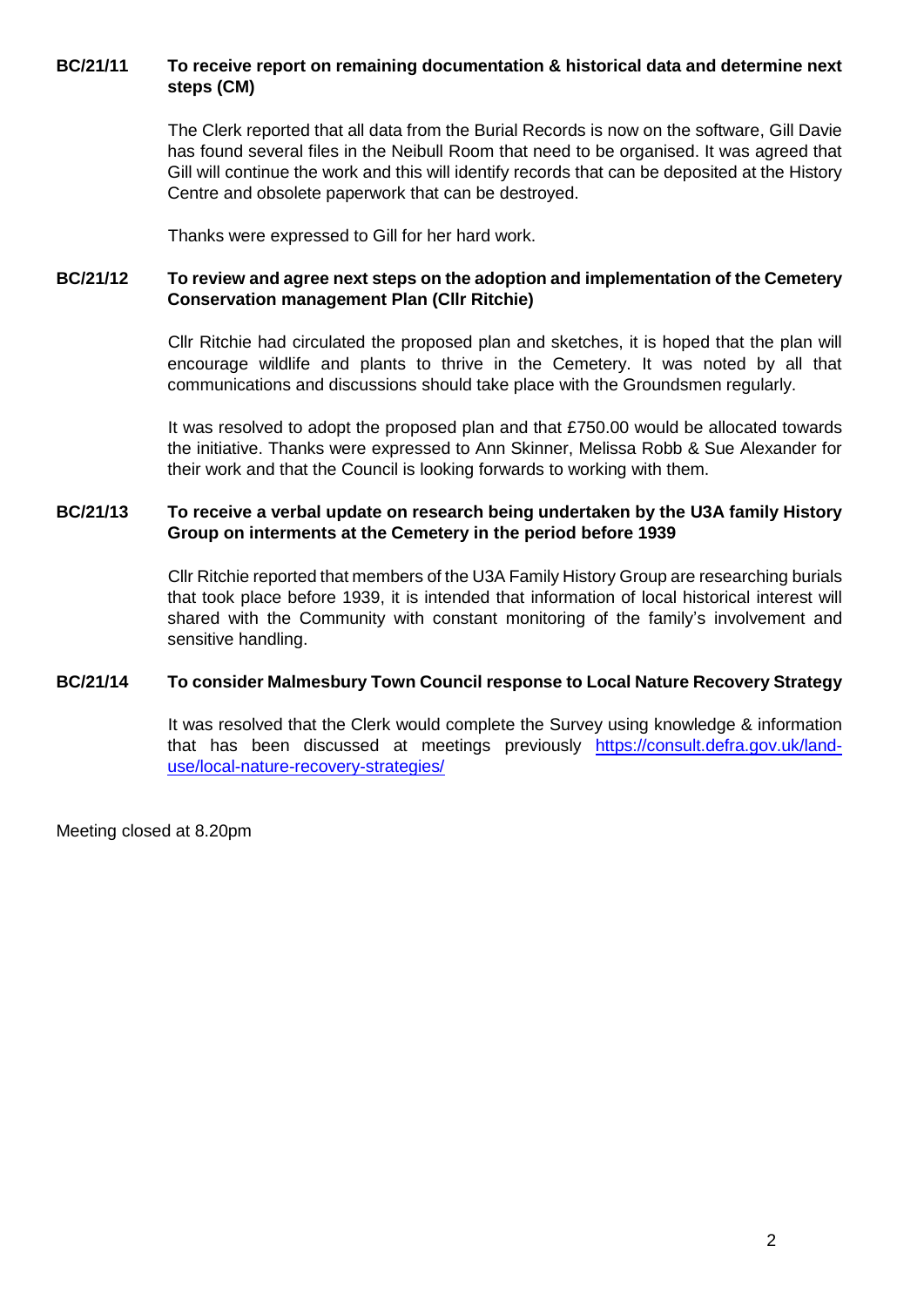**BC/21/11 To receive report on remaining documentation & historical data and determine next steps (CM)**

The Clerk reported that all data from the Burial Records is now on the software, Gill Davie has found several files in the Neibull Room that need to be organised. It was agreed that Gill will continue the work and this will identify records that can be deposited at the History Centre and obsolete paperwork that can be destroyed.

Thanks were expressed to Gill for her hard work.

**BC/21/12 To review and agree next steps on the adoption and implementation of the Cemetery Conservation management Plan (Cllr Ritchie)**

Cllr Ritchie had circulated the proposed plan and sketches, it is hoped that the plan will encourage wildlife and plants to thrive in the Cemetery. It was noted by all that communications and discussions should take place with the Groundsmen regularly.

It was resolved to adopt the proposed plan and that £750.00 would be allocated towards the initiative. Thanks were expressed to Ann Skinner, Melissa Robb & Sue Alexander for their work and that the Council is looking forwards to working with them.

**BC/21/13 To receive a verbal update on research being undertaken by the U3A family History Group on interments at the Cemetery in the period before 1939**

Cllr Ritchie reported that members of the U3A Family History Group are researching burials that took place before 1939, it is intended that information of local historical interest will shared with the Community with constant monitoring of the family's involvement and sensitive handling.

**BC/21/14 To consider Malmesbury Town Council response to Local Nature Recovery Strategy**

It was resolved that the Clerk would complete the Survey using knowledge & information that has been discussed at meetings previously https://consult.defra.gov.uk/land-use/local-nature-recovery-strategies/

Meeting closed at 8.20pm